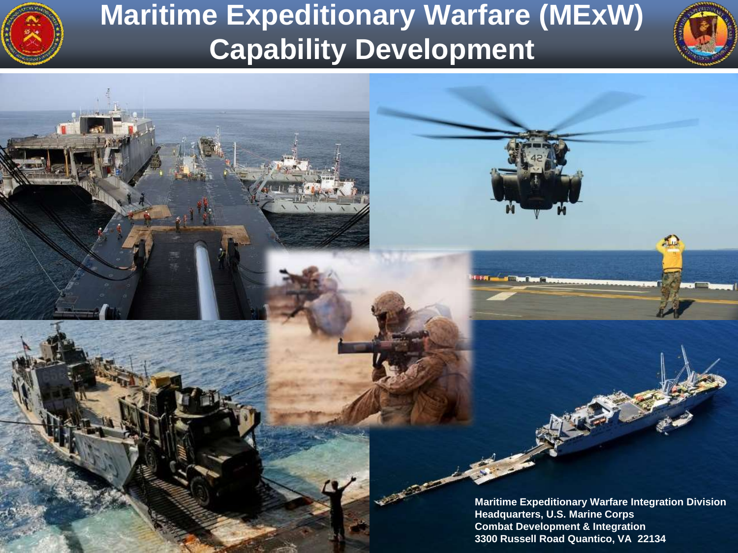# Maritime Expeditionary Warfare (MExW) Capability Development

**Maritime Expeditionary Warfare Integration Division**
**Headquarters, U.S. Marine Corps**
**Combat Development & Integration**
**3300 Russell Road Quantico, VA 22134**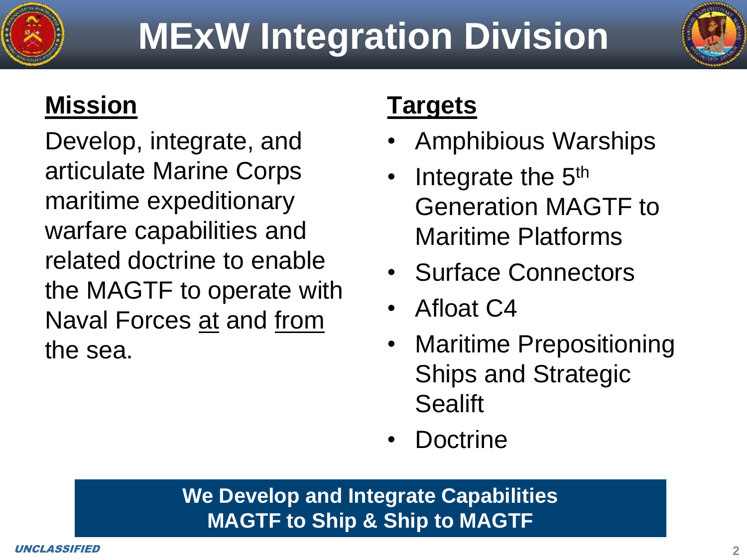# MExW Integration Division

## Mission

Develop, integrate, and articulate Marine Corps maritime expeditionary warfare capabilities and related doctrine to enable the MAGTF to operate with Naval Forces <u>at</u> and <u>from</u> the sea.

## Targets

- Amphibious Warships
- Integrate the 5th Generation MAGTF to Maritime Platforms
- Surface Connectors
- Afloat C4
- Maritime Prepositioning Ships and Strategic Sealift
- Doctrine

**We Develop and Integrate Capabilities**
**MAGTF to Ship & Ship to MAGTF**

*UNCLASSIFIED*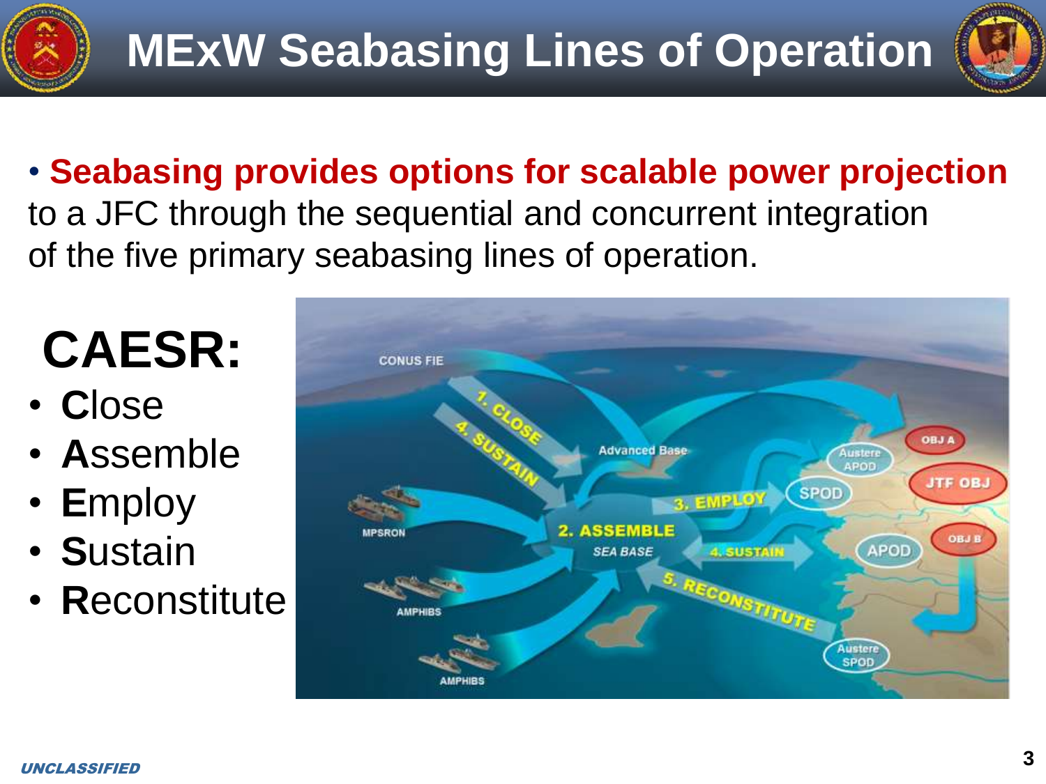# MExW Seabasing Lines of Operation

- **Seabasing provides options for scalable power projection** to a JFC through the sequential and concurrent integration of the five primary seabasing lines of operation.

## CAESR:

- **C**lose
- **A**ssemble
- **E**mploy
- **S**ustain
- **R**econstitute

*UNCLASSIFIED*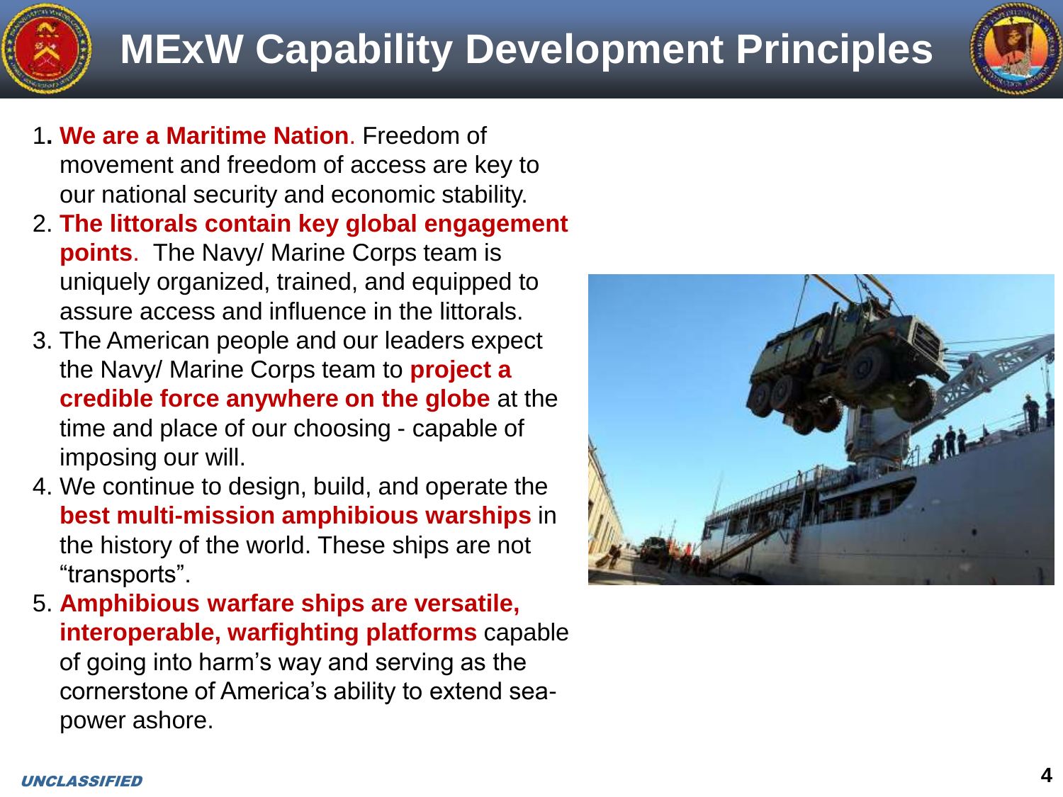# MExW Capability Development Principles

1. **We are a Maritime Nation**. Freedom of movement and freedom of access are key to our national security and economic stability.
2. **The littorals contain key global engagement points**. The Navy/ Marine Corps team is uniquely organized, trained, and equipped to assure access and influence in the littorals.
3. The American people and our leaders expect the Navy/ Marine Corps team to **project a credible force anywhere on the globe** at the time and place of our choosing - capable of imposing our will.
4. We continue to design, build, and operate the **best multi-mission amphibious warships** in the history of the world. These ships are not "transports".
5. **Amphibious warfare ships are versatile, interoperable, warfighting platforms** capable of going into harm's way and serving as the cornerstone of America's ability to extend sea-power ashore.

*UNCLASSIFIED*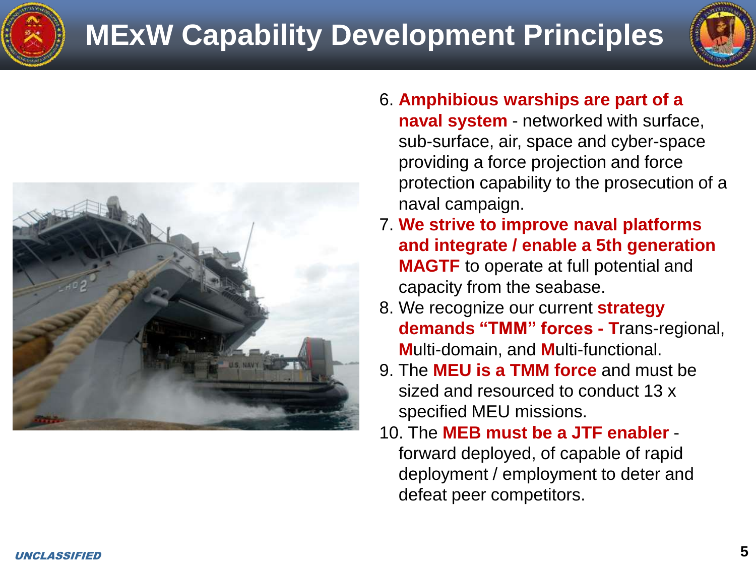# MExW Capability Development Principles

6. **Amphibious warships are part of a naval system** - networked with surface, sub-surface, air, space and cyber-space providing a force projection and force protection capability to the prosecution of a naval campaign.
7. **We strive to improve naval platforms and integrate / enable a 5th generation MAGTF** to operate at full potential and capacity from the seabase.
8. We recognize our current **strategy demands "TMM" forces - T**rans-regional, **M**ulti-domain, and **M**ulti-functional.
9. The **MEU is a TMM force** and must be sized and resourced to conduct 13 x specified MEU missions.
10. The **MEB must be a JTF enabler** - forward deployed, of capable of rapid deployment / employment to deter and defeat peer competitors.

*UNCLASSIFIED*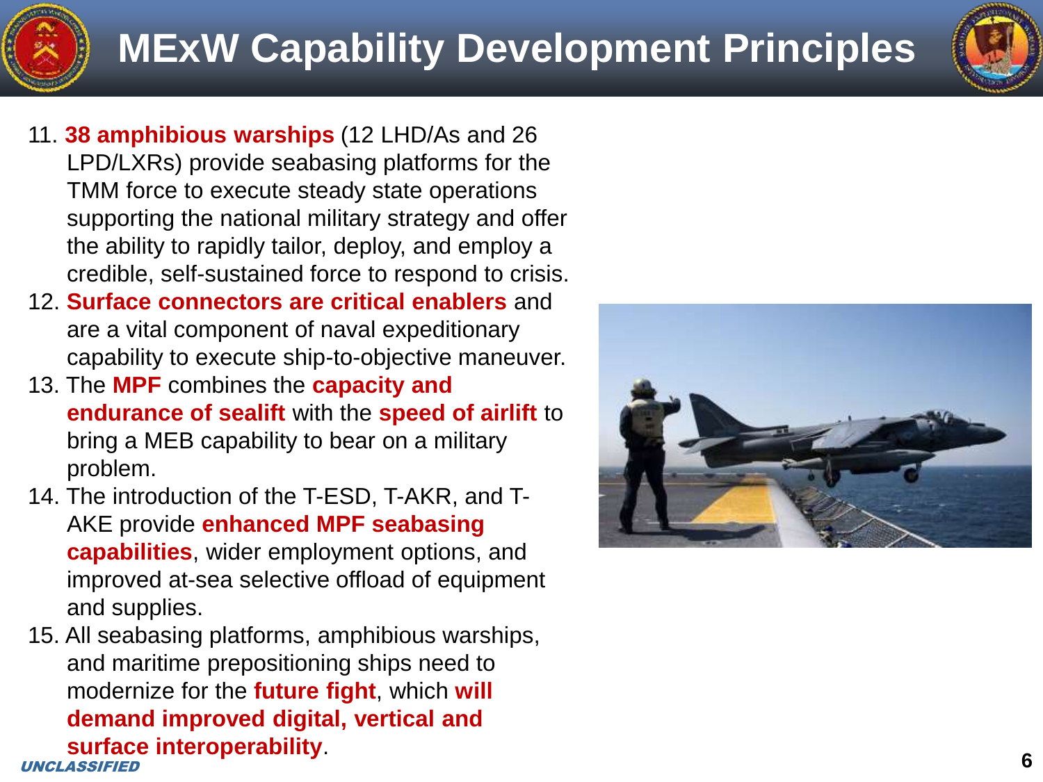# MExW Capability Development Principles

11. **38 amphibious warships** (12 LHD/As and 26 LPD/LXRs) provide seabasing platforms for the TMM force to execute steady state operations supporting the national military strategy and offer the ability to rapidly tailor, deploy, and employ a credible, self-sustained force to respond to crisis.
12. **Surface connectors are critical enablers** and are a vital component of naval expeditionary capability to execute ship-to-objective maneuver.
13. The **MPF** combines the **capacity and endurance of sealift** with the **speed of airlift** to bring a MEB capability to bear on a military problem.
14. The introduction of the T-ESD, T-AKR, and T-AKE provide **enhanced MPF seabasing capabilities**, wider employment options, and improved at-sea selective offload of equipment and supplies.
15. All seabasing platforms, amphibious warships, and maritime prepositioning ships need to modernize for the **future fight**, which **will demand improved digital, vertical and surface interoperability**.

*UNCLASSIFIED*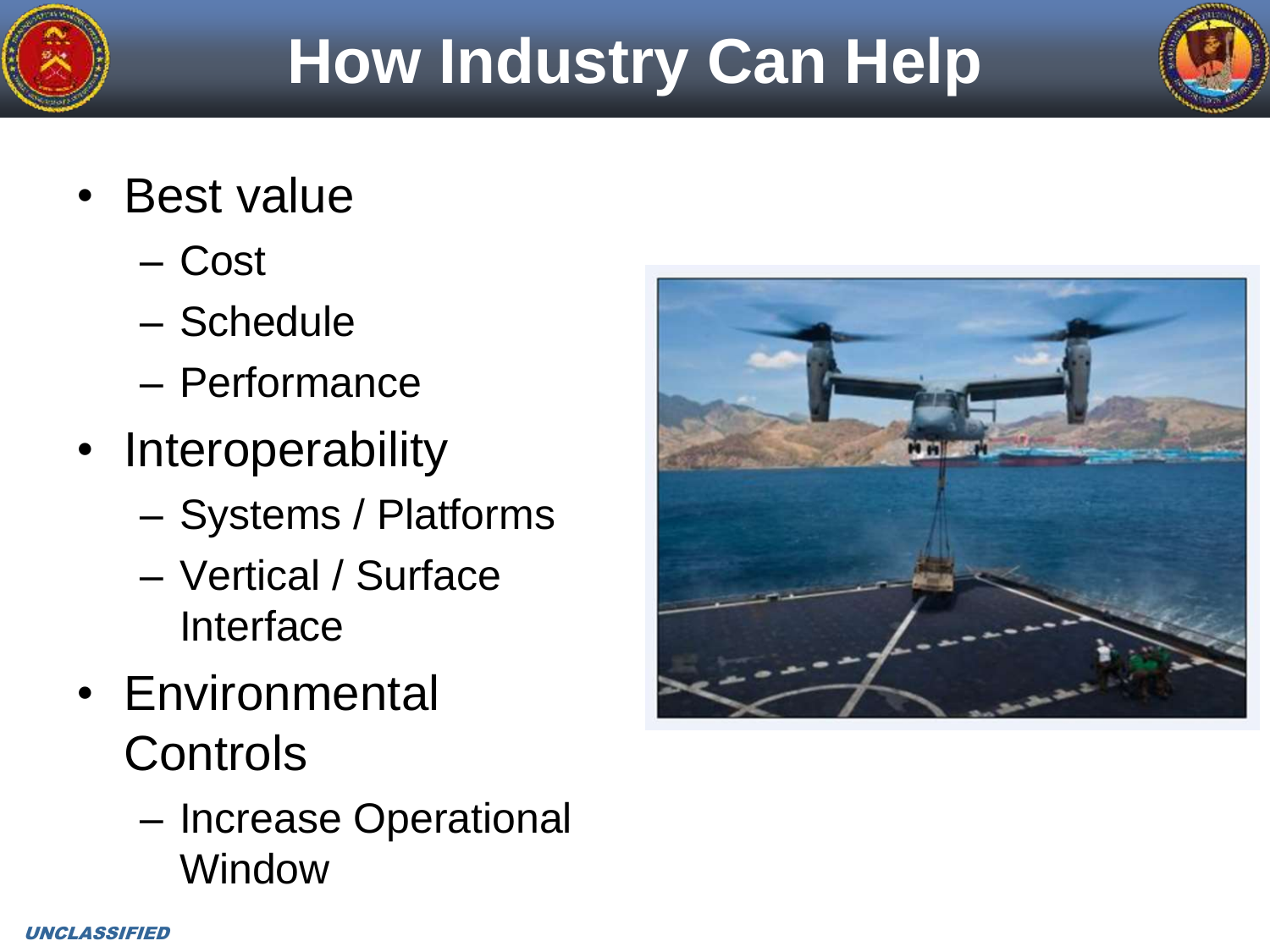# How Industry Can Help

- Best value
  - Cost
  - Schedule
  - Performance
- Interoperability
  - Systems / Platforms
  - Vertical / Surface Interface
- Environmental Controls
  - Increase Operational Window

*UNCLASSIFIED*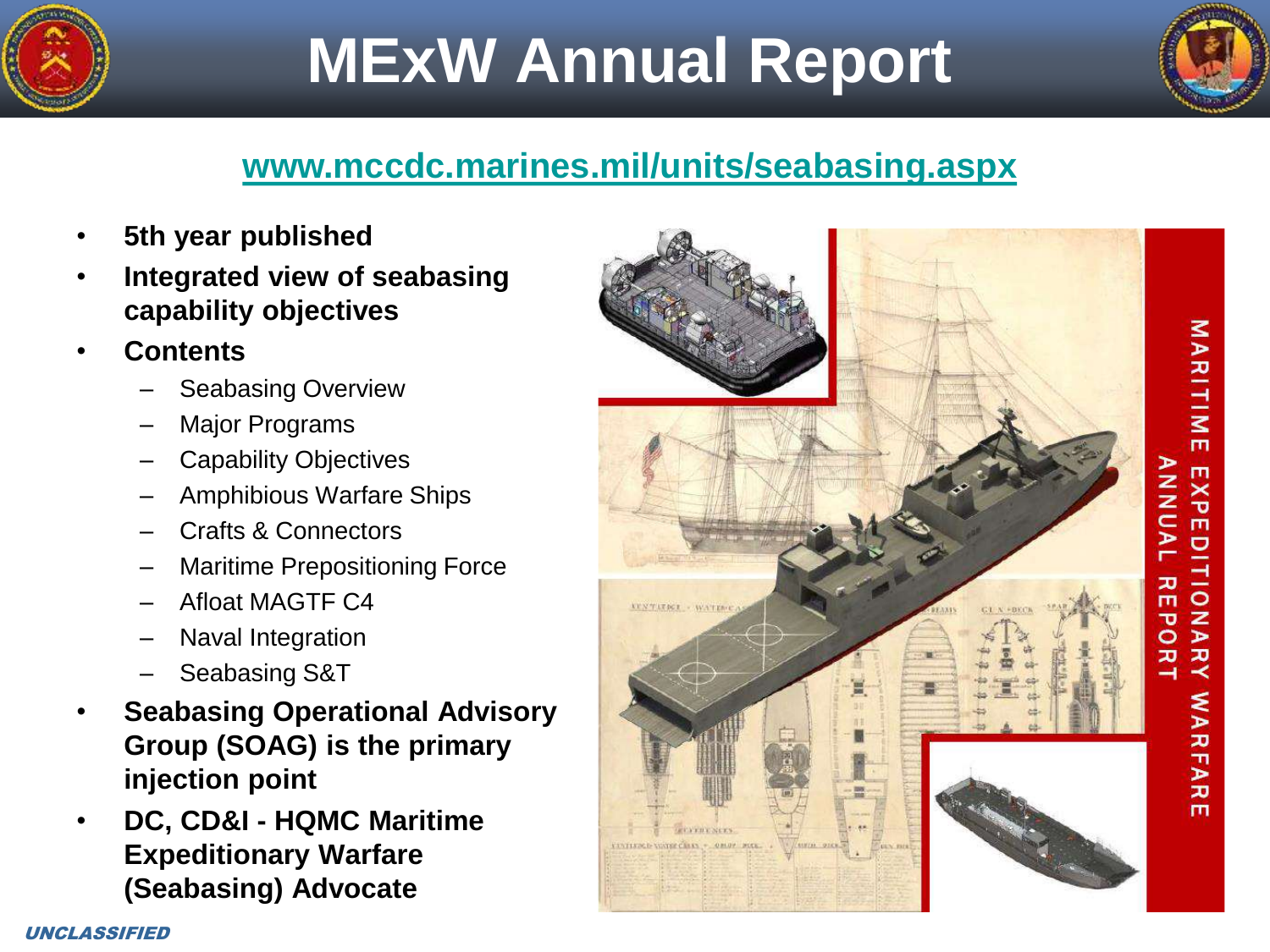# MExW Annual Report

www.mccdc.marines.mil/units/seabasing.aspx

- **5th year published**
- **Integrated view of seabasing capability objectives**
- **Contents**
  - Seabasing Overview
  - Major Programs
  - Capability Objectives
  - Amphibious Warfare Ships
  - Crafts & Connectors
  - Maritime Prepositioning Force
  - Afloat MAGTF C4
  - Naval Integration
  - Seabasing S&T
- **Seabasing Operational Advisory Group (SOAG) is the primary injection point**
- **DC, CD&I - HQMC Maritime Expeditionary Warfare (Seabasing) Advocate**

MARITIME EXPEDITIONARY WARFARE ANNUAL REPORT

*UNCLASSIFIED*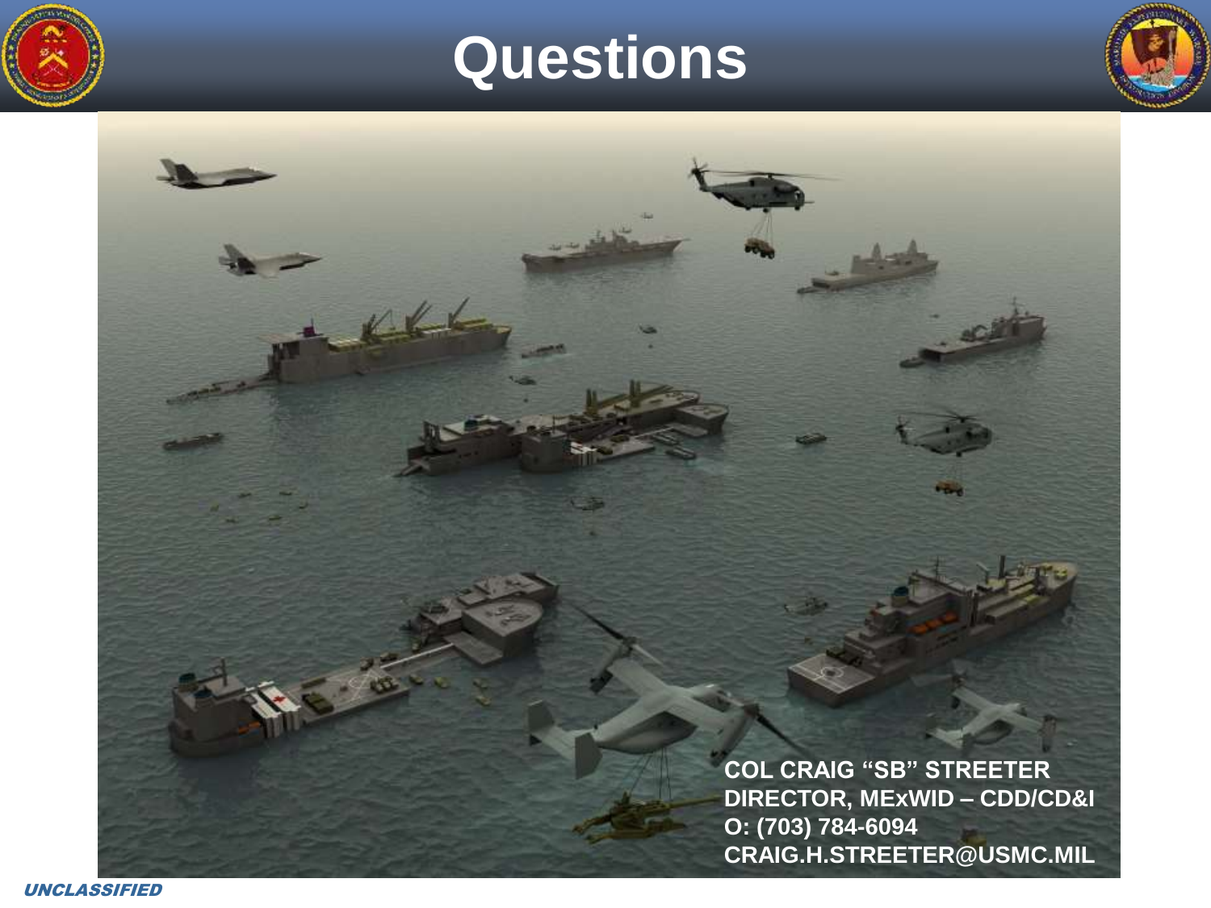# Questions

**COL CRAIG "SB" STREETER**
**DIRECTOR, MExWID – CDD/CD&I**
**O: (703) 784-6094**
**CRAIG.H.STREETER@USMC.MIL**

***UNCLASSIFIED***